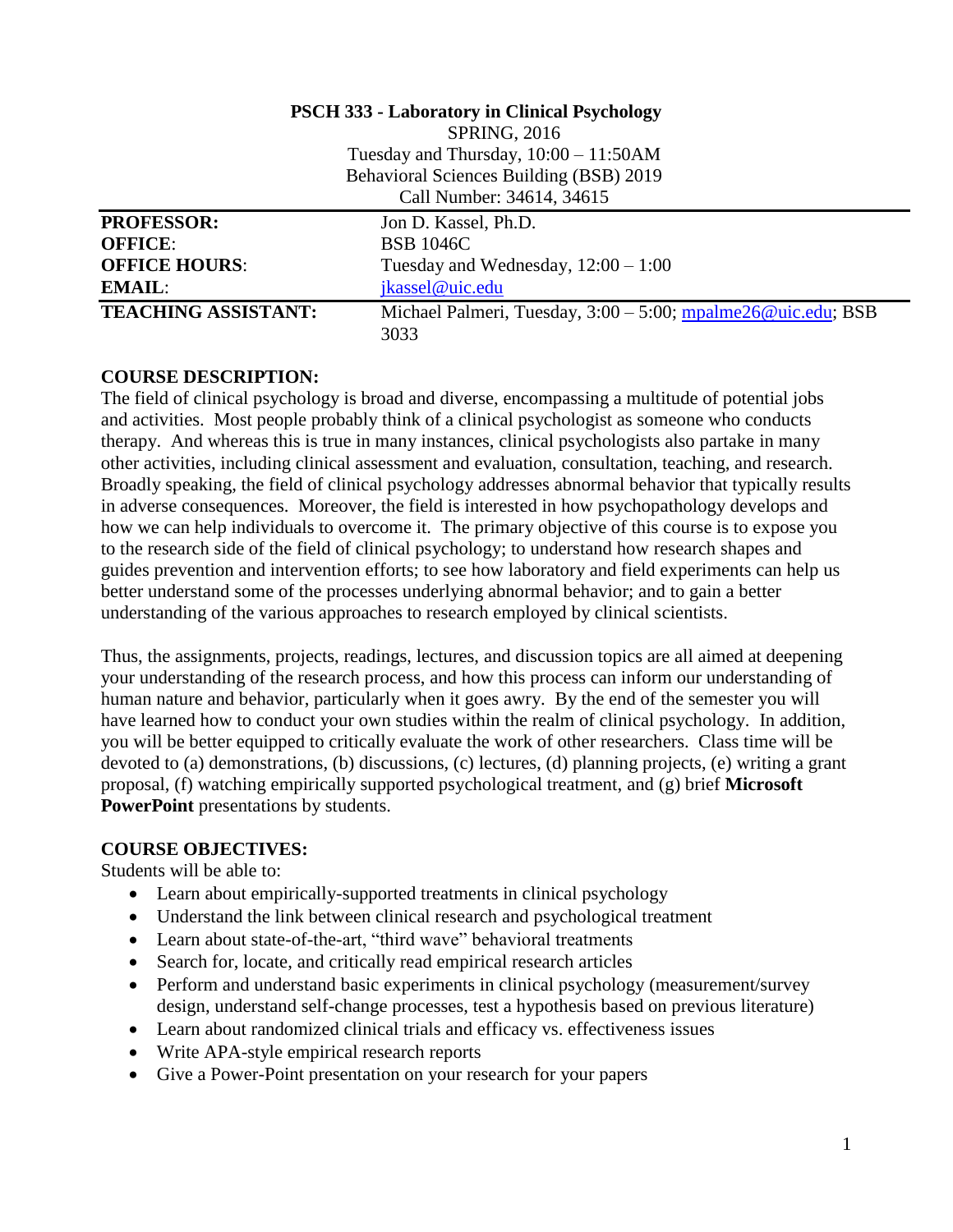# PSCH 333 - Laboratory in Clinical Psychology

SPRING, 2016
Tuesday and Thursday, 10:00 – 11:50AM
Behavioral Sciences Building (BSB) 2019
Call Number: 34614, 34615

| | |
|---|---|
| **PROFESSOR:** | Jon D. Kassel, Ph.D. |
| **OFFICE**: | BSB 1046C |
| **OFFICE HOURS**: | Tuesday and Wednesday, 12:00 – 1:00 |
| **EMAIL**: | jkassel@uic.edu |
| **TEACHING ASSISTANT:** | Michael Palmeri, Tuesday, 3:00 – 5:00; mpalme26@uic.edu; BSB 3033 |

## COURSE DESCRIPTION:

The field of clinical psychology is broad and diverse, encompassing a multitude of potential jobs and activities. Most people probably think of a clinical psychologist as someone who conducts therapy. And whereas this is true in many instances, clinical psychologists also partake in many other activities, including clinical assessment and evaluation, consultation, teaching, and research. Broadly speaking, the field of clinical psychology addresses abnormal behavior that typically results in adverse consequences. Moreover, the field is interested in how psychopathology develops and how we can help individuals to overcome it. The primary objective of this course is to expose you to the research side of the field of clinical psychology; to understand how research shapes and guides prevention and intervention efforts; to see how laboratory and field experiments can help us better understand some of the processes underlying abnormal behavior; and to gain a better understanding of the various approaches to research employed by clinical scientists.

Thus, the assignments, projects, readings, lectures, and discussion topics are all aimed at deepening your understanding of the research process, and how this process can inform our understanding of human nature and behavior, particularly when it goes awry. By the end of the semester you will have learned how to conduct your own studies within the realm of clinical psychology. In addition, you will be better equipped to critically evaluate the work of other researchers. Class time will be devoted to (a) demonstrations, (b) discussions, (c) lectures, (d) planning projects, (e) writing a grant proposal, (f) watching empirically supported psychological treatment, and (g) brief **Microsoft PowerPoint** presentations by students.

## COURSE OBJECTIVES:

Students will be able to:

- Learn about empirically-supported treatments in clinical psychology
- Understand the link between clinical research and psychological treatment
- Learn about state-of-the-art, "third wave" behavioral treatments
- Search for, locate, and critically read empirical research articles
- Perform and understand basic experiments in clinical psychology (measurement/survey design, understand self-change processes, test a hypothesis based on previous literature)
- Learn about randomized clinical trials and efficacy vs. effectiveness issues
- Write APA-style empirical research reports
- Give a Power-Point presentation on your research for your papers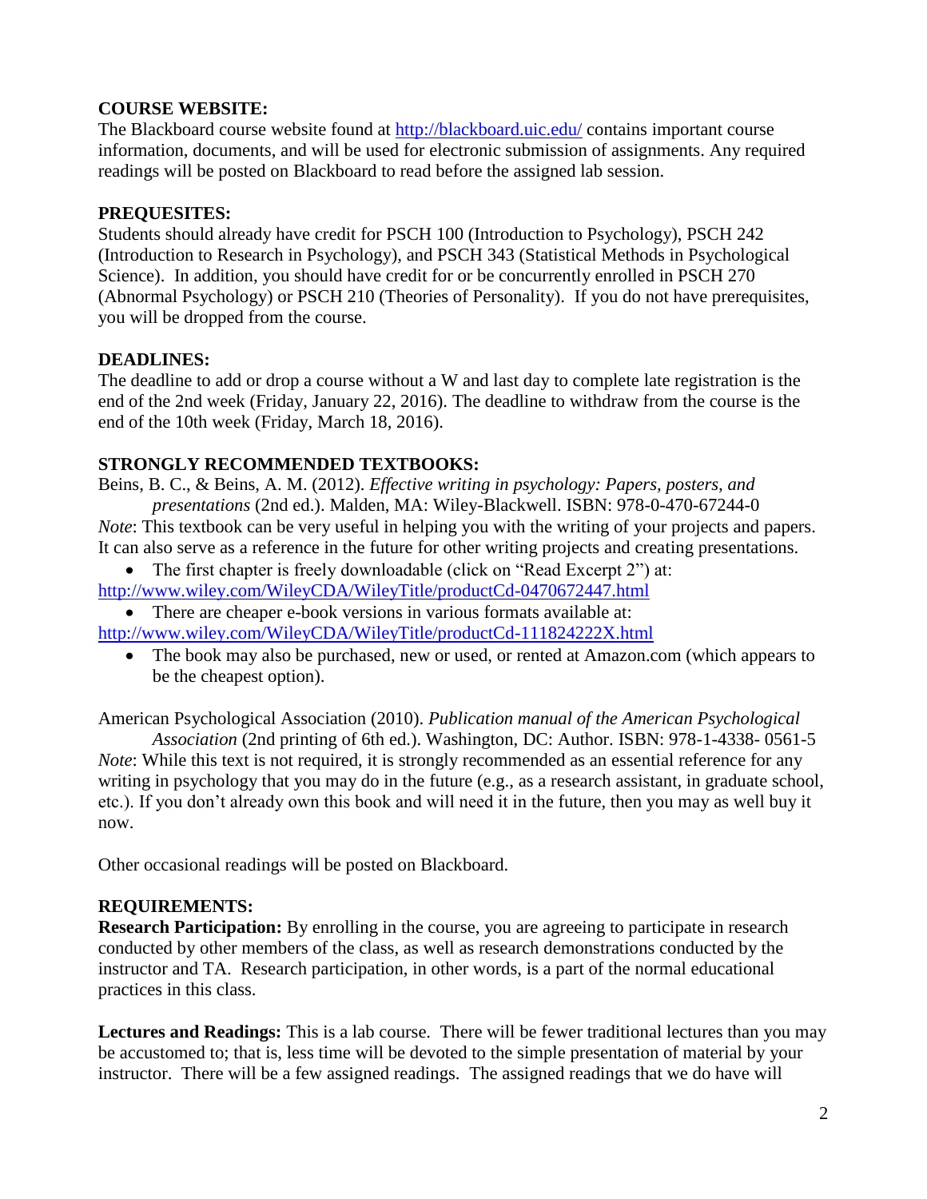**COURSE WEBSITE:**
The Blackboard course website found at http://blackboard.uic.edu/ contains important course information, documents, and will be used for electronic submission of assignments. Any required readings will be posted on Blackboard to read before the assigned lab session.

**PREQUESITES:**
Students should already have credit for PSCH 100 (Introduction to Psychology), PSCH 242 (Introduction to Research in Psychology), and PSCH 343 (Statistical Methods in Psychological Science). In addition, you should have credit for or be concurrently enrolled in PSCH 270 (Abnormal Psychology) or PSCH 210 (Theories of Personality). If you do not have prerequisites, you will be dropped from the course.

**DEADLINES:**
The deadline to add or drop a course without a W and last day to complete late registration is the end of the 2nd week (Friday, January 22, 2016). The deadline to withdraw from the course is the end of the 10th week (Friday, March 18, 2016).

**STRONGLY RECOMMENDED TEXTBOOKS:**
Beins, B. C., & Beins, A. M. (2012). *Effective writing in psychology: Papers, posters, and presentations* (2nd ed.). Malden, MA: Wiley-Blackwell. ISBN: 978-0-470-67244-0
*Note*: This textbook can be very useful in helping you with the writing of your projects and papers. It can also serve as a reference in the future for other writing projects and creating presentations.

- The first chapter is freely downloadable (click on "Read Excerpt 2") at: http://www.wiley.com/WileyCDA/WileyTitle/productCd-0470672447.html
- There are cheaper e-book versions in various formats available at: http://www.wiley.com/WileyCDA/WileyTitle/productCd-111824222X.html
- The book may also be purchased, new or used, or rented at Amazon.com (which appears to be the cheapest option).

American Psychological Association (2010). *Publication manual of the American Psychological Association* (2nd printing of 6th ed.). Washington, DC: Author. ISBN: 978-1-4338- 0561-5
*Note*: While this text is not required, it is strongly recommended as an essential reference for any writing in psychology that you may do in the future (e.g., as a research assistant, in graduate school, etc.). If you don't already own this book and will need it in the future, then you may as well buy it now.

Other occasional readings will be posted on Blackboard.

**REQUIREMENTS:**
**Research Participation:** By enrolling in the course, you are agreeing to participate in research conducted by other members of the class, as well as research demonstrations conducted by the instructor and TA. Research participation, in other words, is a part of the normal educational practices in this class.

**Lectures and Readings:** This is a lab course. There will be fewer traditional lectures than you may be accustomed to; that is, less time will be devoted to the simple presentation of material by your instructor. There will be a few assigned readings. The assigned readings that we do have will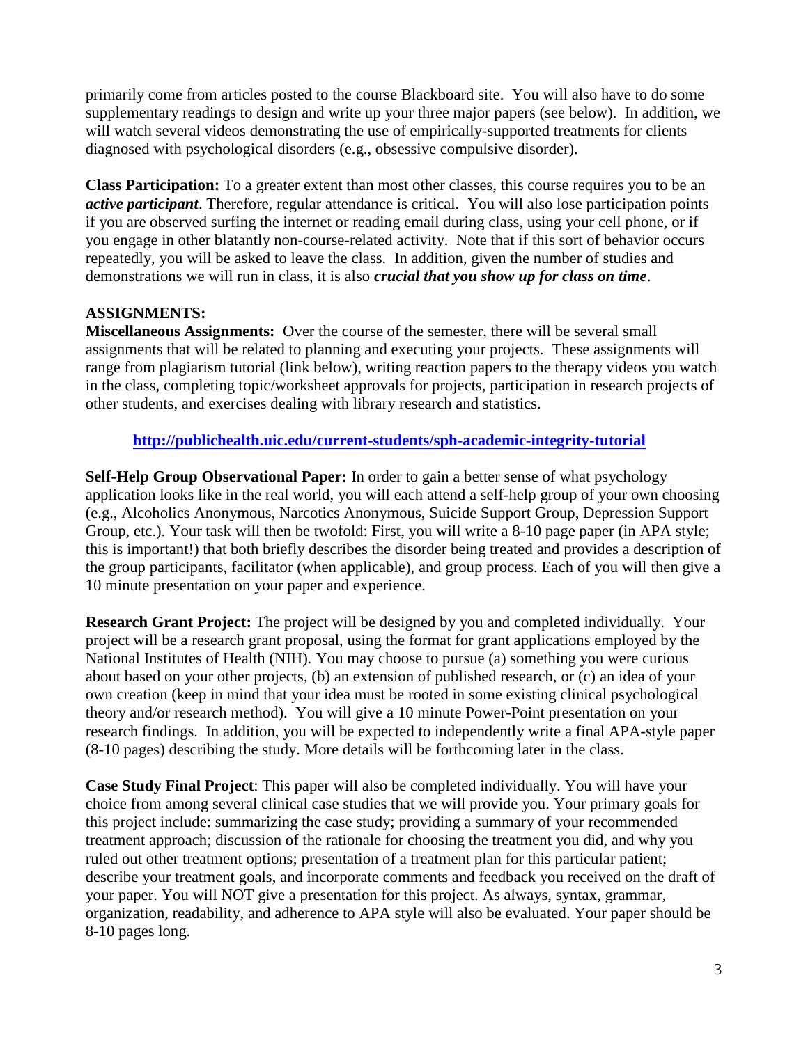primarily come from articles posted to the course Blackboard site. You will also have to do some supplementary readings to design and write up your three major papers (see below). In addition, we will watch several videos demonstrating the use of empirically-supported treatments for clients diagnosed with psychological disorders (e.g., obsessive compulsive disorder).

**Class Participation:** To a greater extent than most other classes, this course requires you to be an ***active participant***. Therefore, regular attendance is critical. You will also lose participation points if you are observed surfing the internet or reading email during class, using your cell phone, or if you engage in other blatantly non-course-related activity. Note that if this sort of behavior occurs repeatedly, you will be asked to leave the class. In addition, given the number of studies and demonstrations we will run in class, it is also ***crucial that you show up for class on time***.

**ASSIGNMENTS:**

**Miscellaneous Assignments:** Over the course of the semester, there will be several small assignments that will be related to planning and executing your projects. These assignments will range from plagiarism tutorial (link below), writing reaction papers to the therapy videos you watch in the class, completing topic/worksheet approvals for projects, participation in research projects of other students, and exercises dealing with library research and statistics.

**http://publichealth.uic.edu/current-students/sph-academic-integrity-tutorial**

**Self-Help Group Observational Paper:** In order to gain a better sense of what psychology application looks like in the real world, you will each attend a self-help group of your own choosing (e.g., Alcoholics Anonymous, Narcotics Anonymous, Suicide Support Group, Depression Support Group, etc.). Your task will then be twofold: First, you will write a 8-10 page paper (in APA style; this is important!) that both briefly describes the disorder being treated and provides a description of the group participants, facilitator (when applicable), and group process. Each of you will then give a 10 minute presentation on your paper and experience.

**Research Grant Project:** The project will be designed by you and completed individually. Your project will be a research grant proposal, using the format for grant applications employed by the National Institutes of Health (NIH). You may choose to pursue (a) something you were curious about based on your other projects, (b) an extension of published research, or (c) an idea of your own creation (keep in mind that your idea must be rooted in some existing clinical psychological theory and/or research method). You will give a 10 minute Power-Point presentation on your research findings. In addition, you will be expected to independently write a final APA-style paper (8-10 pages) describing the study. More details will be forthcoming later in the class.

**Case Study Final Project**: This paper will also be completed individually. You will have your choice from among several clinical case studies that we will provide you. Your primary goals for this project include: summarizing the case study; providing a summary of your recommended treatment approach; discussion of the rationale for choosing the treatment you did, and why you ruled out other treatment options; presentation of a treatment plan for this particular patient; describe your treatment goals, and incorporate comments and feedback you received on the draft of your paper. You will NOT give a presentation for this project. As always, syntax, grammar, organization, readability, and adherence to APA style will also be evaluated. Your paper should be 8-10 pages long.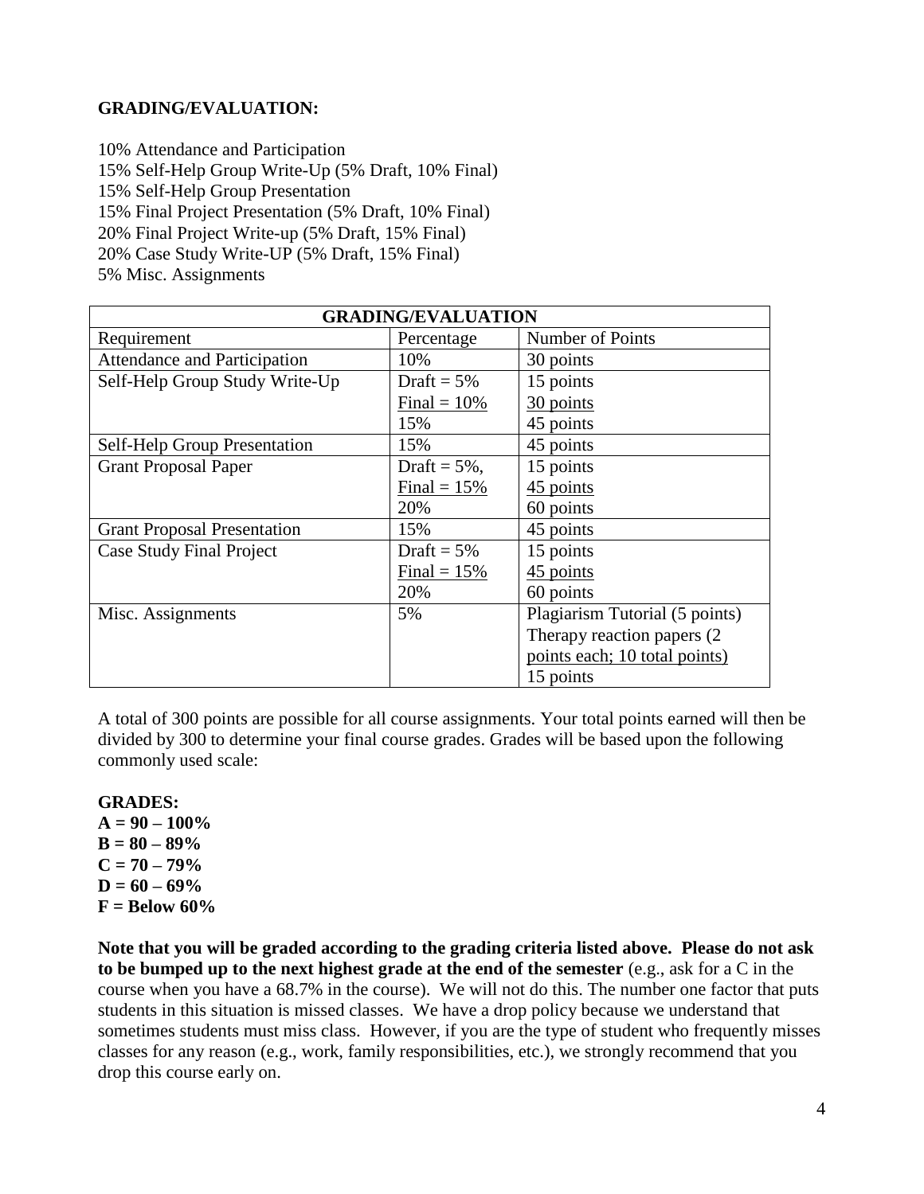**GRADING/EVALUATION:**

10% Attendance and Participation
15% Self-Help Group Write-Up (5% Draft, 10% Final)
15% Self-Help Group Presentation
15% Final Project Presentation (5% Draft, 10% Final)
20% Final Project Write-up (5% Draft, 15% Final)
20% Case Study Write-UP (5% Draft, 15% Final)
5% Misc. Assignments

| GRADING/EVALUATION | | |
|---|---|---|
| Requirement | Percentage | Number of Points |
| Attendance and Participation | 10% | 30 points |
| Self-Help Group Study Write-Up | Draft = 5%<br>Final = 10%<br>15% | 15 points<br>30 points<br>45 points |
| Self-Help Group Presentation | 15% | 45 points |
| Grant Proposal Paper | Draft = 5%,<br>Final = 15%<br>20% | 15 points<br>45 points<br>60 points |
| Grant Proposal Presentation | 15% | 45 points |
| Case Study Final Project | Draft = 5%<br>Final = 15%<br>20% | 15 points<br>45 points<br>60 points |
| Misc. Assignments | 5% | Plagiarism Tutorial (5 points)<br>Therapy reaction papers (2 points each; 10 total points)<br>15 points |

A total of 300 points are possible for all course assignments. Your total points earned will then be divided by 300 to determine your final course grades. Grades will be based upon the following commonly used scale:

**GRADES:**
**A = 90 – 100%**
**B = 80 – 89%**
**C = 70 – 79%**
**D = 60 – 69%**
**F = Below 60%**

**Note that you will be graded according to the grading criteria listed above. Please do not ask to be bumped up to the next highest grade at the end of the semester** (e.g., ask for a C in the course when you have a 68.7% in the course). We will not do this. The number one factor that puts students in this situation is missed classes. We have a drop policy because we understand that sometimes students must miss class. However, if you are the type of student who frequently misses classes for any reason (e.g., work, family responsibilities, etc.), we strongly recommend that you drop this course early on.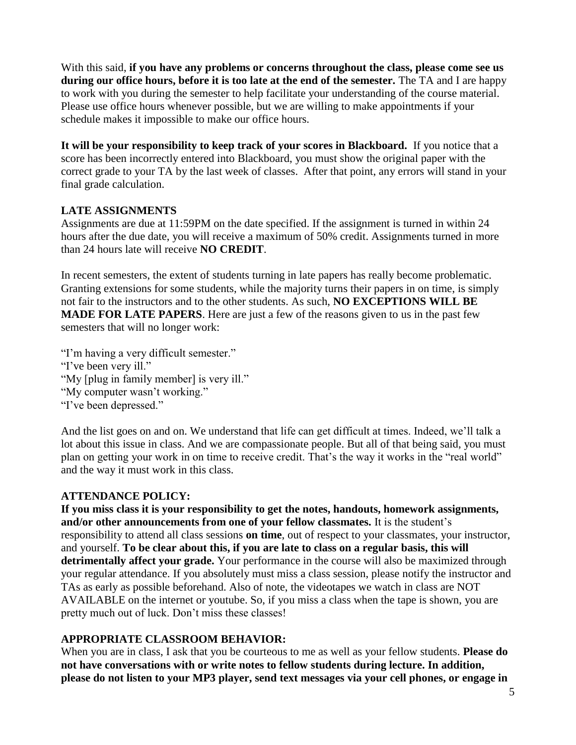With this said, **if you have any problems or concerns throughout the class, please come see us during our office hours, before it is too late at the end of the semester.** The TA and I are happy to work with you during the semester to help facilitate your understanding of the course material. Please use office hours whenever possible, but we are willing to make appointments if your schedule makes it impossible to make our office hours.

**It will be your responsibility to keep track of your scores in Blackboard.** If you notice that a score has been incorrectly entered into Blackboard, you must show the original paper with the correct grade to your TA by the last week of classes. After that point, any errors will stand in your final grade calculation.

## LATE ASSIGNMENTS

Assignments are due at 11:59PM on the date specified. If the assignment is turned in within 24 hours after the due date, you will receive a maximum of 50% credit. Assignments turned in more than 24 hours late will receive **NO CREDIT**.

In recent semesters, the extent of students turning in late papers has really become problematic. Granting extensions for some students, while the majority turns their papers in on time, is simply not fair to the instructors and to the other students. As such, **NO EXCEPTIONS WILL BE MADE FOR LATE PAPERS**. Here are just a few of the reasons given to us in the past few semesters that will no longer work:

"I'm having a very difficult semester."
"I've been very ill."
"My [plug in family member] is very ill."
"My computer wasn't working."
"I've been depressed."

And the list goes on and on. We understand that life can get difficult at times. Indeed, we'll talk a lot about this issue in class. And we are compassionate people. But all of that being said, you must plan on getting your work in on time to receive credit. That's the way it works in the "real world" and the way it must work in this class.

## ATTENDANCE POLICY:

**If you miss class it is your responsibility to get the notes, handouts, homework assignments, and/or other announcements from one of your fellow classmates.** It is the student's responsibility to attend all class sessions **on time**, out of respect to your classmates, your instructor, and yourself. **To be clear about this, if you are late to class on a regular basis, this will detrimentally affect your grade.** Your performance in the course will also be maximized through your regular attendance. If you absolutely must miss a class session, please notify the instructor and TAs as early as possible beforehand. Also of note, the videotapes we watch in class are NOT AVAILABLE on the internet or youtube. So, if you miss a class when the tape is shown, you are pretty much out of luck. Don't miss these classes!

## APPROPRIATE CLASSROOM BEHAVIOR:

When you are in class, I ask that you be courteous to me as well as your fellow students. **Please do not have conversations with or write notes to fellow students during lecture. In addition, please do not listen to your MP3 player, send text messages via your cell phones, or engage in**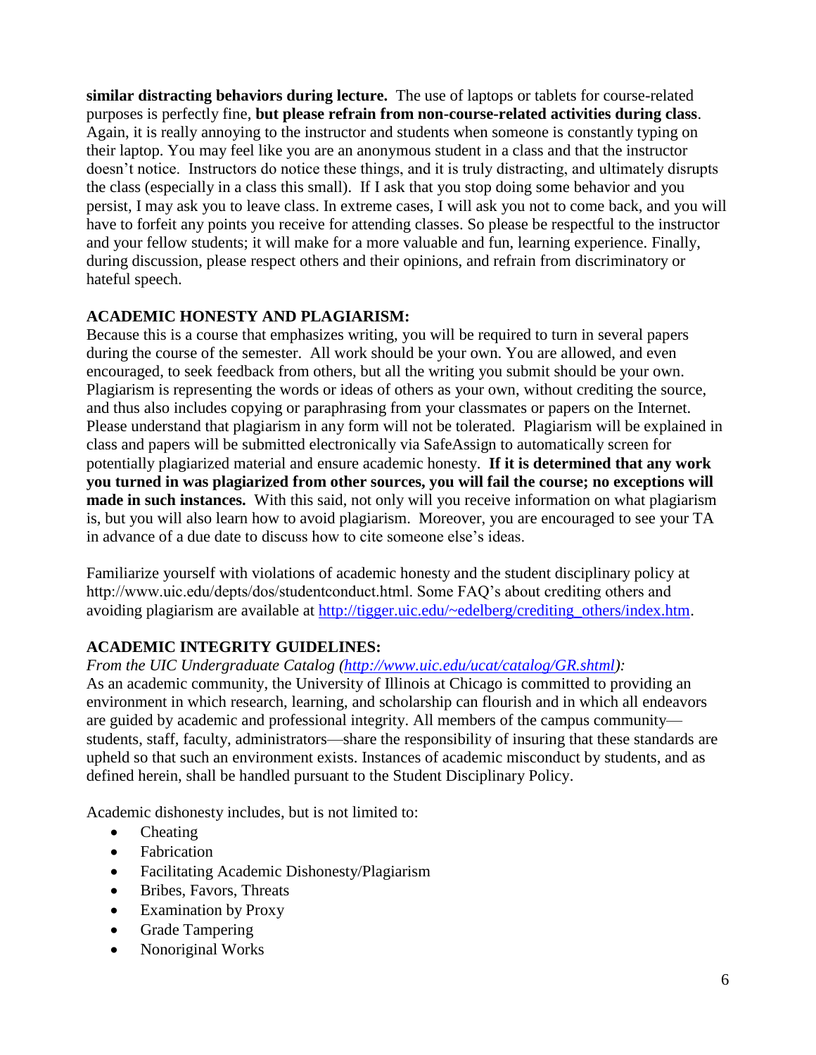**similar distracting behaviors during lecture.** The use of laptops or tablets for course-related purposes is perfectly fine, **but please refrain from non-course-related activities during class**. Again, it is really annoying to the instructor and students when someone is constantly typing on their laptop. You may feel like you are an anonymous student in a class and that the instructor doesn't notice. Instructors do notice these things, and it is truly distracting, and ultimately disrupts the class (especially in a class this small). If I ask that you stop doing some behavior and you persist, I may ask you to leave class. In extreme cases, I will ask you not to come back, and you will have to forfeit any points you receive for attending classes. So please be respectful to the instructor and your fellow students; it will make for a more valuable and fun, learning experience. Finally, during discussion, please respect others and their opinions, and refrain from discriminatory or hateful speech.

## ACADEMIC HONESTY AND PLAGIARISM:

Because this is a course that emphasizes writing, you will be required to turn in several papers during the course of the semester. All work should be your own. You are allowed, and even encouraged, to seek feedback from others, but all the writing you submit should be your own. Plagiarism is representing the words or ideas of others as your own, without crediting the source, and thus also includes copying or paraphrasing from your classmates or papers on the Internet. Please understand that plagiarism in any form will not be tolerated. Plagiarism will be explained in class and papers will be submitted electronically via SafeAssign to automatically screen for potentially plagiarized material and ensure academic honesty. **If it is determined that any work you turned in was plagiarized from other sources, you will fail the course; no exceptions will made in such instances.** With this said, not only will you receive information on what plagiarism is, but you will also learn how to avoid plagiarism. Moreover, you are encouraged to see your TA in advance of a due date to discuss how to cite someone else's ideas.

Familiarize yourself with violations of academic honesty and the student disciplinary policy at http://www.uic.edu/depts/dos/studentconduct.html. Some FAQ's about crediting others and avoiding plagiarism are available at [http://tigger.uic.edu/~edelberg/crediting_others/index.htm](http://tigger.uic.edu/~edelberg/crediting_others/index.htm).

## ACADEMIC INTEGRITY GUIDELINES:

*From the UIC Undergraduate Catalog ([http://www.uic.edu/ucat/catalog/GR.shtml](http://www.uic.edu/ucat/catalog/GR.shtml)):*

As an academic community, the University of Illinois at Chicago is committed to providing an environment in which research, learning, and scholarship can flourish and in which all endeavors are guided by academic and professional integrity. All members of the campus community—students, staff, faculty, administrators—share the responsibility of insuring that these standards are upheld so that such an environment exists. Instances of academic misconduct by students, and as defined herein, shall be handled pursuant to the Student Disciplinary Policy.

Academic dishonesty includes, but is not limited to:

- Cheating
- Fabrication
- Facilitating Academic Dishonesty/Plagiarism
- Bribes, Favors, Threats
- Examination by Proxy
- Grade Tampering
- Nonoriginal Works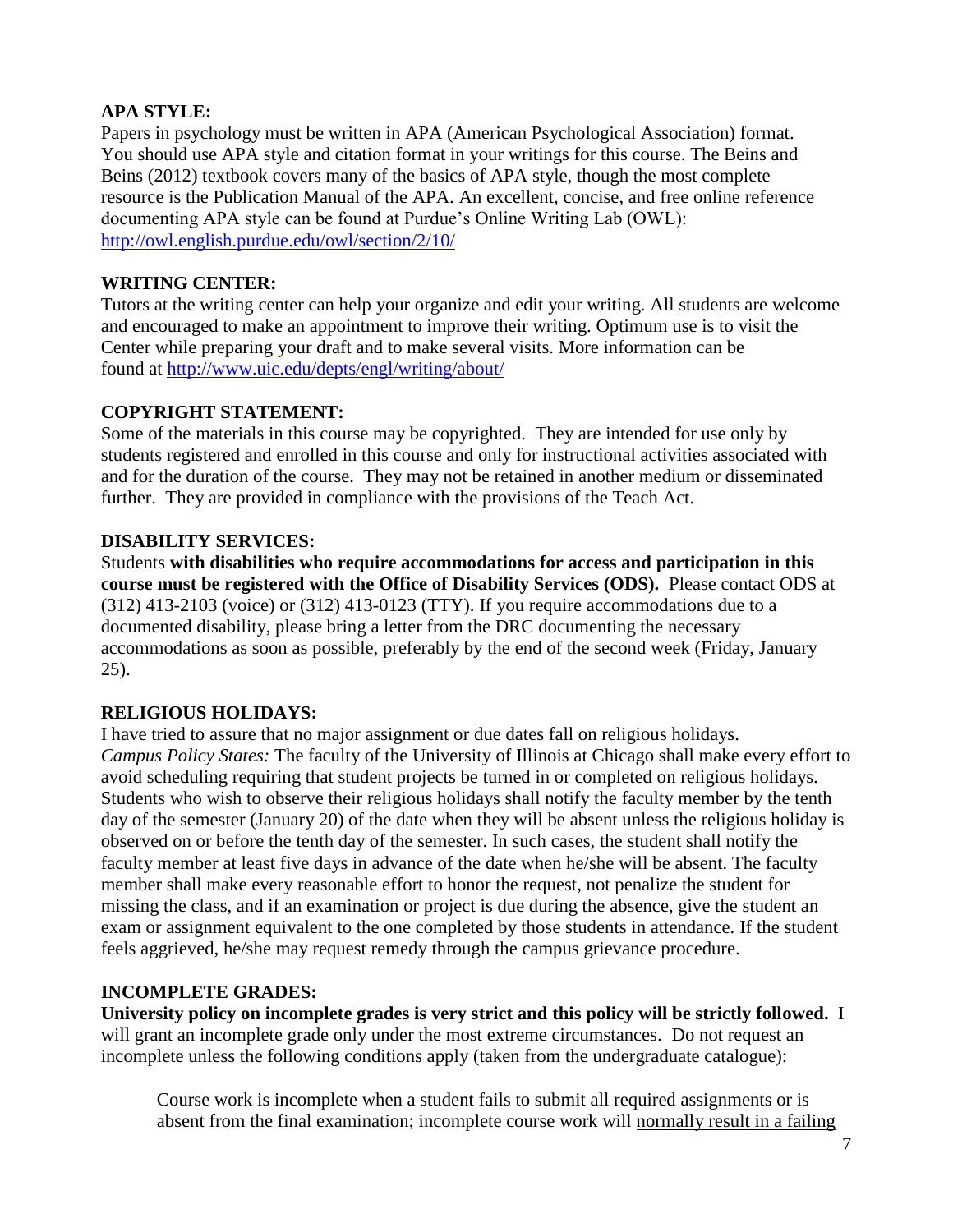**APA STYLE:**

Papers in psychology must be written in APA (American Psychological Association) format. You should use APA style and citation format in your writings for this course. The Beins and Beins (2012) textbook covers many of the basics of APA style, though the most complete resource is the Publication Manual of the APA. An excellent, concise, and free online reference documenting APA style can be found at Purdue's Online Writing Lab (OWL): http://owl.english.purdue.edu/owl/section/2/10/

**WRITING CENTER:**

Tutors at the writing center can help your organize and edit your writing. All students are welcome and encouraged to make an appointment to improve their writing. Optimum use is to visit the Center while preparing your draft and to make several visits. More information can be found at http://www.uic.edu/depts/engl/writing/about/

**COPYRIGHT STATEMENT:**

Some of the materials in this course may be copyrighted. They are intended for use only by students registered and enrolled in this course and only for instructional activities associated with and for the duration of the course. They may not be retained in another medium or disseminated further. They are provided in compliance with the provisions of the Teach Act.

**DISABILITY SERVICES:**

Students **with disabilities who require accommodations for access and participation in this course must be registered with the Office of Disability Services (ODS).** Please contact ODS at (312) 413-2103 (voice) or (312) 413-0123 (TTY). If you require accommodations due to a documented disability, please bring a letter from the DRC documenting the necessary accommodations as soon as possible, preferably by the end of the second week (Friday, January 25).

**RELIGIOUS HOLIDAYS:**

I have tried to assure that no major assignment or due dates fall on religious holidays. *Campus Policy States:* The faculty of the University of Illinois at Chicago shall make every effort to avoid scheduling requiring that student projects be turned in or completed on religious holidays. Students who wish to observe their religious holidays shall notify the faculty member by the tenth day of the semester (January 20) of the date when they will be absent unless the religious holiday is observed on or before the tenth day of the semester. In such cases, the student shall notify the faculty member at least five days in advance of the date when he/she will be absent. The faculty member shall make every reasonable effort to honor the request, not penalize the student for missing the class, and if an examination or project is due during the absence, give the student an exam or assignment equivalent to the one completed by those students in attendance. If the student feels aggrieved, he/she may request remedy through the campus grievance procedure.

**INCOMPLETE GRADES:**

**University policy on incomplete grades is very strict and this policy will be strictly followed.** I will grant an incomplete grade only under the most extreme circumstances. Do not request an incomplete unless the following conditions apply (taken from the undergraduate catalogue):

> Course work is incomplete when a student fails to submit all required assignments or is absent from the final examination; incomplete course work will normally result in a failing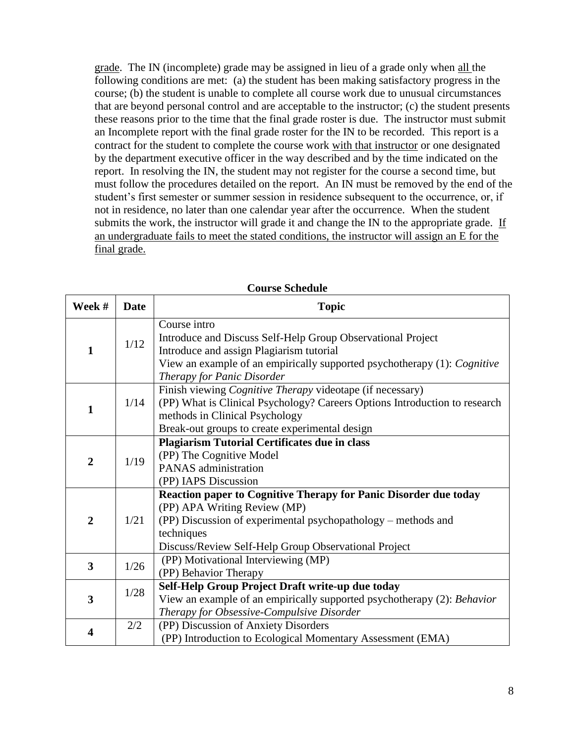grade. The IN (incomplete) grade may be assigned in lieu of a grade only when all the following conditions are met: (a) the student has been making satisfactory progress in the course; (b) the student is unable to complete all course work due to unusual circumstances that are beyond personal control and are acceptable to the instructor; (c) the student presents these reasons prior to the time that the final grade roster is due. The instructor must submit an Incomplete report with the final grade roster for the IN to be recorded. This report is a contract for the student to complete the course work with that instructor or one designated by the department executive officer in the way described and by the time indicated on the report. In resolving the IN, the student may not register for the course a second time, but must follow the procedures detailed on the report. An IN must be removed by the end of the student's first semester or summer session in residence subsequent to the occurrence, or, if not in residence, no later than one calendar year after the occurrence. When the student submits the work, the instructor will grade it and change the IN to the appropriate grade. If an undergraduate fails to meet the stated conditions, the instructor will assign an E for the final grade.

**Course Schedule**

| Week # | Date | Topic |
|---|---|---|
| **1** | 1/12 | Course intro<br>Introduce and Discuss Self-Help Group Observational Project<br>Introduce and assign Plagiarism tutorial<br>View an example of an empirically supported psychotherapy (1): *Cognitive Therapy for Panic Disorder* |
| **1** | 1/14 | Finish viewing *Cognitive Therapy* videotape (if necessary)<br>(PP) What is Clinical Psychology? Careers Options Introduction to research methods in Clinical Psychology<br>Break-out groups to create experimental design |
| **2** | 1/19 | **Plagiarism Tutorial Certificates due in class**<br>(PP) The Cognitive Model<br>PANAS administration<br>(PP) IAPS Discussion |
| **2** | 1/21 | **Reaction paper to Cognitive Therapy for Panic Disorder due today**<br>(PP) APA Writing Review (MP)<br>(PP) Discussion of experimental psychopathology – methods and techniques<br>Discuss/Review Self-Help Group Observational Project |
| **3** | 1/26 | (PP) Motivational Interviewing (MP)<br>(PP) Behavior Therapy |
| **3** | 1/28 | **Self-Help Group Project Draft write-up due today**<br>View an example of an empirically supported psychotherapy (2): *Behavior Therapy for Obsessive-Compulsive Disorder* |
| **4** | 2/2 | (PP) Discussion of Anxiety Disorders<br>(PP) Introduction to Ecological Momentary Assessment (EMA) |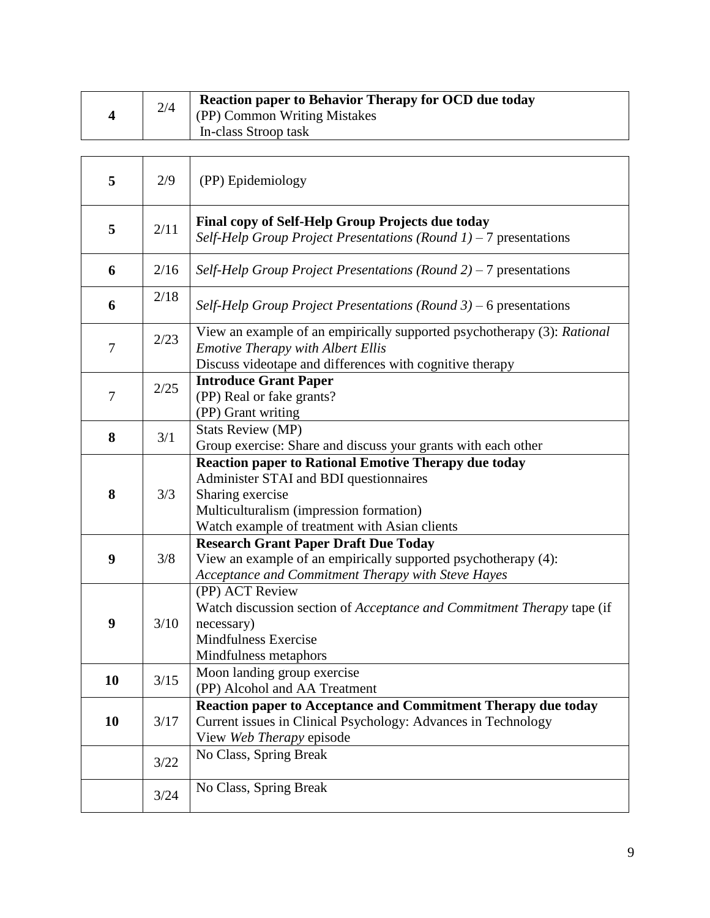| | | |
|---|---|---|
| **4** | 2/4 | **Reaction paper to Behavior Therapy for OCD due today**<br>(PP) Common Writing Mistakes<br>In-class Stroop task |

| | | |
|---|---|---|
| **5** | 2/9 | (PP) Epidemiology |
| **5** | 2/11 | **Final copy of Self-Help Group Projects due today**<br>*Self-Help Group Project Presentations (Round 1)* – 7 presentations |
| **6** | 2/16 | *Self-Help Group Project Presentations (Round 2)* – 7 presentations |
| **6** | 2/18 | *Self-Help Group Project Presentations (Round 3)* – 6 presentations |
| 7 | 2/23 | View an example of an empirically supported psychotherapy (3): *Rational Emotive Therapy with Albert Ellis*<br>Discuss videotape and differences with cognitive therapy |
| 7 | 2/25 | **Introduce Grant Paper**<br>(PP) Real or fake grants?<br>(PP) Grant writing |
| **8** | 3/1 | Stats Review (MP)<br>Group exercise: Share and discuss your grants with each other |
| **8** | 3/3 | **Reaction paper to Rational Emotive Therapy due today**<br>Administer STAI and BDI questionnaires<br>Sharing exercise<br>Multiculturalism (impression formation)<br>Watch example of treatment with Asian clients |
| **9** | 3/8 | **Research Grant Paper Draft Due Today**<br>View an example of an empirically supported psychotherapy (4): *Acceptance and Commitment Therapy with Steve Hayes* |
| **9** | 3/10 | (PP) ACT Review<br>Watch discussion section of *Acceptance and Commitment Therapy* tape (if necessary)<br>Mindfulness Exercise<br>Mindfulness metaphors |
| **10** | 3/15 | Moon landing group exercise<br>(PP) Alcohol and AA Treatment |
| **10** | 3/17 | **Reaction paper to Acceptance and Commitment Therapy due today**<br>Current issues in Clinical Psychology: Advances in Technology<br>View *Web Therapy* episode |
| | 3/22 | No Class, Spring Break |
| | 3/24 | No Class, Spring Break |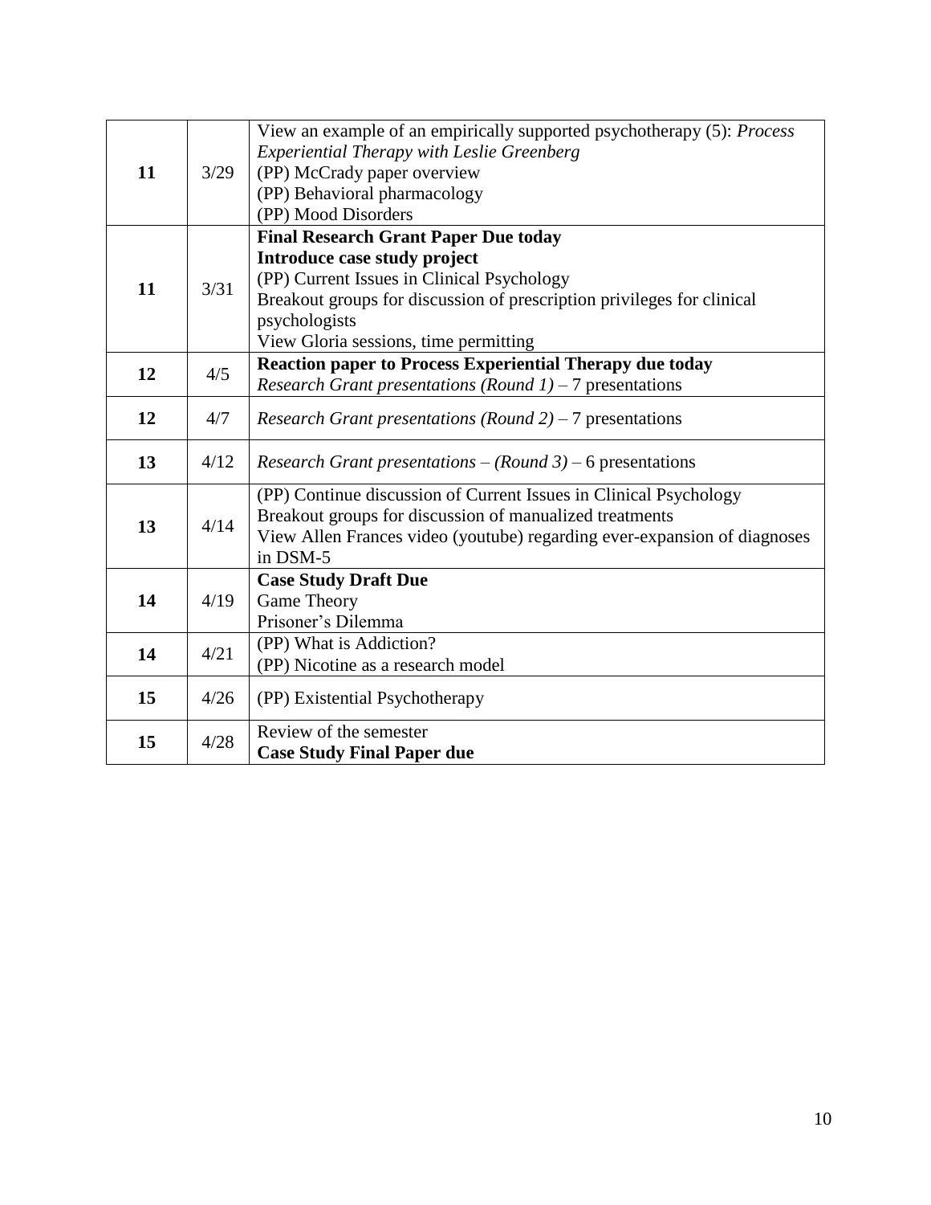| | | |
|---|---|---|
| **11** | 3/29 | View an example of an empirically supported psychotherapy (5): *Process Experiential Therapy with Leslie Greenberg*<br>(PP) McCrady paper overview<br>(PP) Behavioral pharmacology<br>(PP) Mood Disorders |
| **11** | 3/31 | **Final Research Grant Paper Due today**<br>**Introduce case study project**<br>(PP) Current Issues in Clinical Psychology<br>Breakout groups for discussion of prescription privileges for clinical psychologists<br>View Gloria sessions, time permitting |
| **12** | 4/5 | **Reaction paper to Process Experiential Therapy due today**<br>*Research Grant presentations (Round 1)* – 7 presentations |
| **12** | 4/7 | *Research Grant presentations (Round 2)* – 7 presentations |
| **13** | 4/12 | *Research Grant presentations – (Round 3)* – 6 presentations |
| **13** | 4/14 | (PP) Continue discussion of Current Issues in Clinical Psychology<br>Breakout groups for discussion of manualized treatments<br>View Allen Frances video (youtube) regarding ever-expansion of diagnoses in DSM-5 |
| **14** | 4/19 | **Case Study Draft Due**<br>Game Theory<br>Prisoner's Dilemma |
| **14** | 4/21 | (PP) What is Addiction?<br>(PP) Nicotine as a research model |
| **15** | 4/26 | (PP) Existential Psychotherapy |
| **15** | 4/28 | Review of the semester<br>**Case Study Final Paper due** |